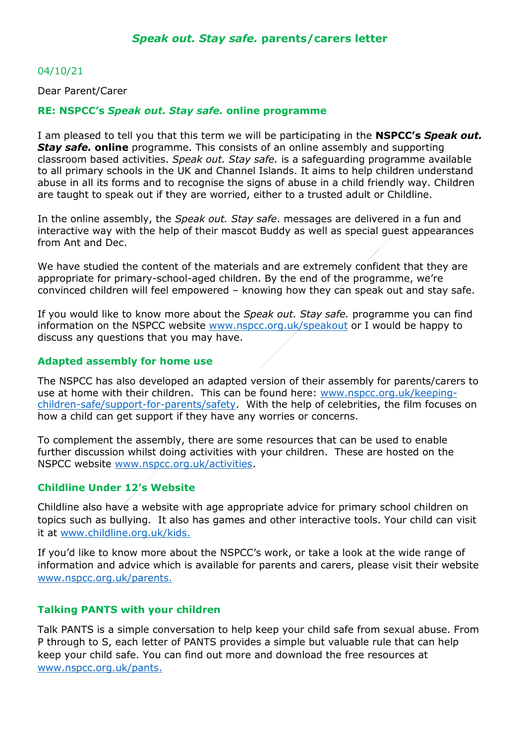# *Speak out. Stay safe.* parents/carers letter

04/10/21

Dear Parent/Carer

### RE: NSPCC's *Speak out. Stay safe.* online programme

I am pleased to tell you that this term we will be participating in the **NSPCC's *Speak out. Stay safe.* online** programme. This consists of an online assembly and supporting classroom based activities. *Speak out. Stay safe.* is a safeguarding programme available to all primary schools in the UK and Channel Islands. It aims to help children understand abuse in all its forms and to recognise the signs of abuse in a child friendly way. Children are taught to speak out if they are worried, either to a trusted adult or Childline.

In the online assembly, the *Speak out. Stay safe*. messages are delivered in a fun and interactive way with the help of their mascot Buddy as well as special guest appearances from Ant and Dec.

We have studied the content of the materials and are extremely confident that they are appropriate for primary-school-aged children. By the end of the programme, we're convinced children will feel empowered – knowing how they can speak out and stay safe.

If you would like to know more about the *Speak out. Stay safe.* programme you can find information on the NSPCC website www.nspcc.org.uk/speakout or I would be happy to discuss any questions that you may have.

### Adapted assembly for home use

The NSPCC has also developed an adapted version of their assembly for parents/carers to use at home with their children. This can be found here: www.nspcc.org.uk/keeping-children-safe/support-for-parents/safety. With the help of celebrities, the film focuses on how a child can get support if they have any worries or concerns.

To complement the assembly, there are some resources that can be used to enable further discussion whilst doing activities with your children. These are hosted on the NSPCC website www.nspcc.org.uk/activities.

### Childline Under 12's Website

Childline also have a website with age appropriate advice for primary school children on topics such as bullying. It also has games and other interactive tools. Your child can visit it at www.childline.org.uk/kids.

If you'd like to know more about the NSPCC's work, or take a look at the wide range of information and advice which is available for parents and carers, please visit their website www.nspcc.org.uk/parents.

### Talking PANTS with your children

Talk PANTS is a simple conversation to help keep your child safe from sexual abuse. From P through to S, each letter of PANTS provides a simple but valuable rule that can help keep your child safe. You can find out more and download the free resources at www.nspcc.org.uk/pants.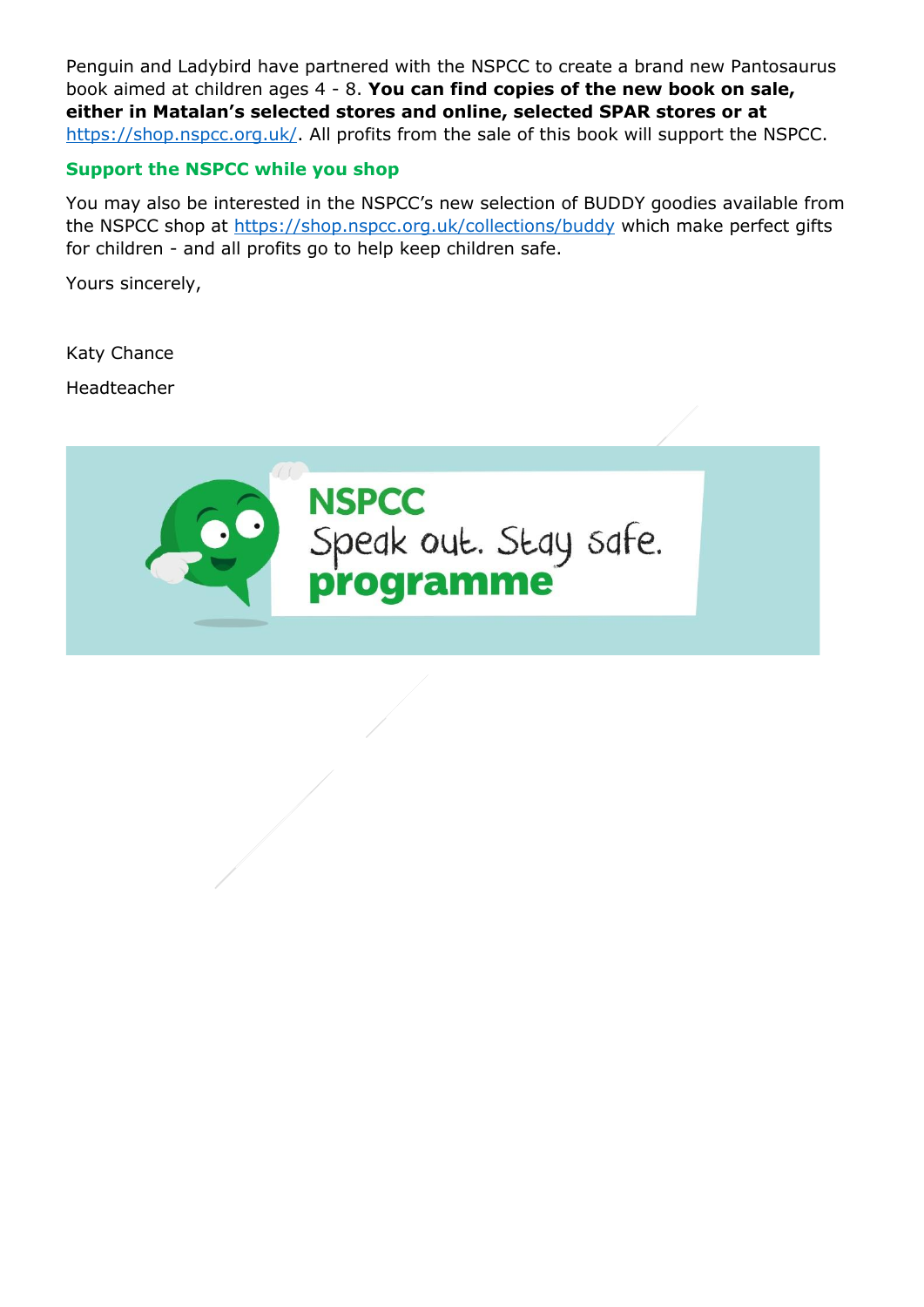Penguin and Ladybird have partnered with the NSPCC to create a brand new Pantosaurus book aimed at children ages 4 - 8. **You can find copies of the new book on sale, either in Matalan's selected stores and online, selected SPAR stores or at** https://shop.nspcc.org.uk/. All profits from the sale of this book will support the NSPCC.

### Support the NSPCC while you shop

You may also be interested in the NSPCC's new selection of BUDDY goodies available from the NSPCC shop at https://shop.nspcc.org.uk/collections/buddy which make perfect gifts for children - and all profits go to help keep children safe.

Yours sincerely,

Katy Chance

Headteacher

NSPCC
Speak out. Stay safe.
programme